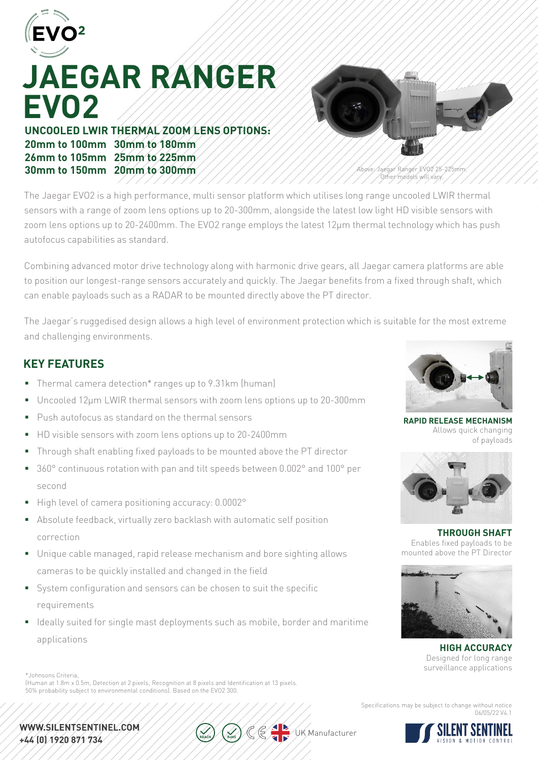EVO²

# JAEGAR RANGER EVO2

**UNCOOLED LWIR THERMAL ZOOM LENS OPTIONS:**

**20mm to 100mm 30mm to 180mm**
**26mm to 105mm 25mm to 225mm**
**30mm to 150mm 20mm to 300mm**

Above: Jaegar Ranger EVO2 25-225mm. Other models will vary.

The Jaegar EVO2 is a high performance, multi sensor platform which utilises long range uncooled LWIR thermal sensors with a range of zoom lens options up to 20-300mm, alongside the latest low light HD visible sensors with zoom lens options up to 20-2400mm. The EVO2 range employs the latest 12µm thermal technology which has push autofocus capabilities as standard.

Combining advanced motor drive technology along with harmonic drive gears, all Jaegar camera platforms are able to position our longest-range sensors accurately and quickly. The Jaegar benefits from a fixed through shaft, which can enable payloads such as a RADAR to be mounted directly above the PT director.

The Jaegar's ruggedised design allows a high level of environment protection which is suitable for the most extreme and challenging environments.

## KEY FEATURES

- Thermal camera detection* ranges up to 9.31km (human)
- Uncooled 12µm LWIR thermal sensors with zoom lens options up to 20-300mm
- Push autofocus as standard on the thermal sensors
- HD visible sensors with zoom lens options up to 20-2400mm
- Through shaft enabling fixed payloads to be mounted above the PT director
- 360° continuous rotation with pan and tilt speeds between 0.002° and 100° per second
- High level of camera positioning accuracy: 0.0002°
- Absolute feedback, virtually zero backlash with automatic self position correction
- Unique cable managed, rapid release mechanism and bore sighting allows cameras to be quickly installed and changed in the field
- System configuration and sensors can be chosen to suit the specific requirements
- Ideally suited for single mast deployments such as mobile, border and maritime applications

**RAPID RELEASE MECHANISM**
Allows quick changing of payloads

**THROUGH SHAFT**
Enables fixed payloads to be mounted above the PT Director

**HIGH ACCURACY**
Designed for long range surveillance applications

*Johnsons Criteria,
(Human at 1.8m x 0.5m, Detection at 2 pixels, Recognition at 8 pixels and Identification at 13 pixels. 50% probability subject to environmental conditions). Based on the EVO2 300.

Specifications may be subject to change without notice
06/05/22 V4.1

**WWW.SILENTSENTINEL.COM**
**+44 (0) 1920 871 734**

REACH RoHS CE UK Manufacturer

SILENT SENTINEL
VISION & MOTION CONTROL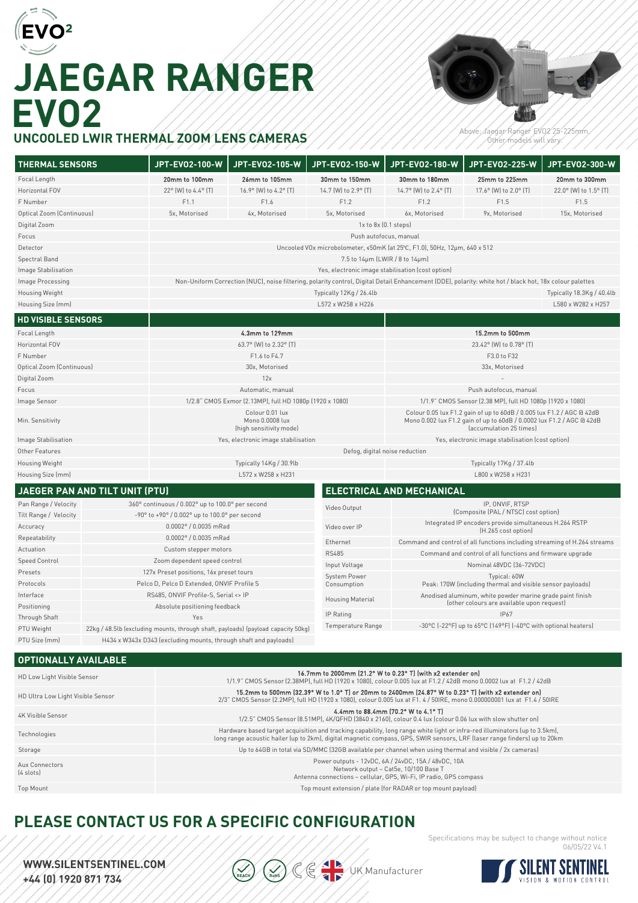EVO²

# JAEGAR RANGER EVO2

## UNCOOLED LWIR THERMAL ZOOM LENS CAMERAS

Above: Jaegar Ranger EVO2 25-225mm. Other models will vary.

| THERMAL SENSORS | JPT-EVO2-100-W | JPT-EVO2-105-W | JPT-EVO2-150-W | JPT-EVO2-180-W | JPT-EVO2-225-W | JPT-EVO2-300-W |
|---|---|---|---|---|---|---|
| Focal Length | 20mm to 100mm | 26mm to 105mm | 30mm to 150mm | 30mm to 180mm | 25mm to 225mm | 20mm to 300mm |
| Horizontal FOV | 22° (W) to 4.4° (T) | 16.9° (W) to 4.2° (T) | 14.7 (W) to 2.9° (T) | 14.7° (W) to 2.4° (T) | 17.6° (W) to 2.0° (T) | 22.0° (W) to 1.5° (T) |
| F Number | F1.1 | F1.6 | F1.2 | F1.2 | F1.5 | F1.5 |
| Optical Zoom (Continuous) | 5x, Motorised | 4x, Motorised | 5x, Motorised | 6x, Motorised | 9x, Motorised | 15x, Motorised |
| Digital Zoom | 1x to 8x (0.1 steps) | | | | | |
| Focus | Push autofocus, manual | | | | | |
| Detector | Uncooled VOx microbolometer, ≤50mK (at 25°C, F1.0), 50Hz, 12µm, 640 x 512 | | | | | |
| Spectral Band | 7.5 to 14µm (LWIR / 8 to 14µm) | | | | | |
| Image Stabilisation | Yes, electronic image stabilisation (cost option) | | | | | |
| Image Processing | Non-Uniform Correction (NUC), noise filtering, polarity control, Digital Detail Enhancement (DDE), polarity: white hot / black hot, 18x colour palettes | | | | | |
| Housing Weight | Typically 12Kg / 26.4lb | | | | | Typically 18.3Kg / 40.4lb |
| Housing Size (mm) | L572 x W258 x H226 | | | | | L580 x W282 x H257 |

| HD VISIBLE SENSORS | | |
|---|---|---|
| Focal Length | 4.3mm to 129mm | 15.2mm to 500mm |
| Horizontal FOV | 63.7° (W) to 2.32° (T) | 23.42° (W) to 0.78° (T) |
| F Number | F1.6 to F4.7 | F3.0 to F32 |
| Optical Zoom (Continuous) | 30x, Motorised | 33x, Motorised |
| Digital Zoom | 12x | - |
| Focus | Automatic, manual | Push autofocus, manual |
| Image Sensor | 1/2.8" CMOS Exmor (2.13MP), full HD 1080p (1920 x 1080) | 1/1.9" CMOS Sensor (2.38 MP), full HD 1080p (1920 x 1080) |
| Min. Sensitivity | Colour 0.01 lux<br>Mono 0.0008 lux<br>(high sensitivity mode) | Colour 0.05 lux F1.2 gain of up to 60dB / 0.005 lux F1.2 / AGC @ 42dB<br>Mono 0.002 lux F1.2 gain of up to 60dB / 0.0002 lux F1.2 / AGC @ 42dB<br>(accumulation 25 times) |
| Image Stabilisation | Yes, electronic image stabilisation | Yes, electronic image stabilisation (cost option) |
| Other Features | Defog, digital noise reduction | |
| Housing Weight | Typically 14Kg / 30.9lb | Typically 17Kg / 37.4lb |
| Housing Size (mm) | L572 x W258 x H231 | L800 x W258 x H231 |

| JAEGER PAN AND TILT UNIT (PTU) | |
|---|---|
| Pan Range / Velocity | 360° continuous / 0.002° up to 100.0° per second |
| Tilt Range / Velocity | -90° to +90° / 0.002° up to 100.0° per second |
| Accuracy | 0.0002° / 0.0035 mRad |
| Repeatability | 0.0002° / 0.0035 mRad |
| Actuation | Custom stepper motors |
| Speed Control | Zoom dependent speed control |
| Presets | 127x Preset positions, 16x preset tours |
| Protocols | Pelco D, Pelco D Extended, ONVIF Profile S |
| Interface | RS485, ONVIF Profile-S, Serial <> IP |
| Positioning | Absolute positioning feedback |
| Through Shaft | Yes |
| PTU Weight | 22kg / 48.5lb (excluding mounts, through shaft, payloads) (payload capacity 50kg) |
| PTU Size (mm) | H434 x W343x D343 (excluding mounts, through shaft and payloads) |

| ELECTRICAL AND MECHANICAL | |
|---|---|
| Video Output | IP, ONVIF, RTSP<br>(Composite (PAL / NTSC) cost option) |
| Video over IP | Integrated IP encoders provide simultaneous H.264 RSTP<br>(H.265 cost option) |
| Ethernet | Command and control of all functions including streaming of H.264 streams |
| RS485 | Command and control of all functions and firmware upgrade |
| Input Voltage | Nominal 48VDC (36-72VDC) |
| System Power Consumption | Typical: 60W<br>Peak: 170W (including thermal and visible sensor payloads) |
| Housing Material | Anodised aluminum, white powder marine grade paint finish<br>(other colours are available upon request) |
| IP Rating | IP67 |
| Temperature Range | -30°C (-22°F) up to 65°C (149°F) (-40°C with optional heaters) |

| OPTIONALLY AVAILABLE | |
|---|---|
| HD Low Light Visible Sensor | **16.7mm to 2000mm (21.2° W to 0.23° T) (with x2 extender on)**<br>1/1.9" CMOS Sensor (2.38MP), full HD (1920 x 1080), colour 0.005 lux at F1.2 / 42dB mono 0.0002 lux at F1.2 / 42dB |
| HD Ultra Low Light Visible Sensor | **15.2mm to 500mm (32.39° W to 1.0° T) or 20mm to 2400mm (24.87° W to 0.23° T) (with x2 extender on)**<br>2/3" CMOS Sensor (2.2MP), full HD (1920 x 1080), colour 0.005 lux at F1. 4 / 50IRE, mono 0.000000001 lux at F1.4 / 50IRE |
| 4K Visible Sensor | **4.4mm to 88.4mm (70.2° W to 4.1° T)**<br>1/2.5" CMOS Sensor (8.51MP), 4K/QFHD (3840 x 2160), colour 0.4 lux (colour 0.06 lux with slow shutter on) |
| Technologies | Hardware based target acquisition and tracking capability, long range white light or infra-red illuminators (up to 3.5km), long range acoustic hailer (up to 2km), digital magnetic compass, GPS, SWIR sensors, LRF (laser range finders) up to 20km |
| Storage | Up to 64GB in total via SD/MMC (32GB available per channel when using thermal and visible / 2x cameras) |
| Aux Connectors (4 slots) | Power outputs - 12vDC, 6A / 24vDC, 15A / 48vDC, 10A<br>Network output – Cat5e, 10/100 Base T<br>Antenna connections – cellular, GPS, Wi-Fi, IP radio, GPS compass |
| Top Mount | Top mount extension / plate (for RADAR or top mount payload) |

## PLEASE CONTACT US FOR A SPECIFIC CONFIGURATION

Specifications may be subject to change without notice
06/05/22 V4.1

**WWW.SILENTSENTINEL.COM**
**+44 (0) 1920 871 734**

REACH RoHS CE UK Manufacturer

SILENT SENTINEL VISION & MOTION CONTROL